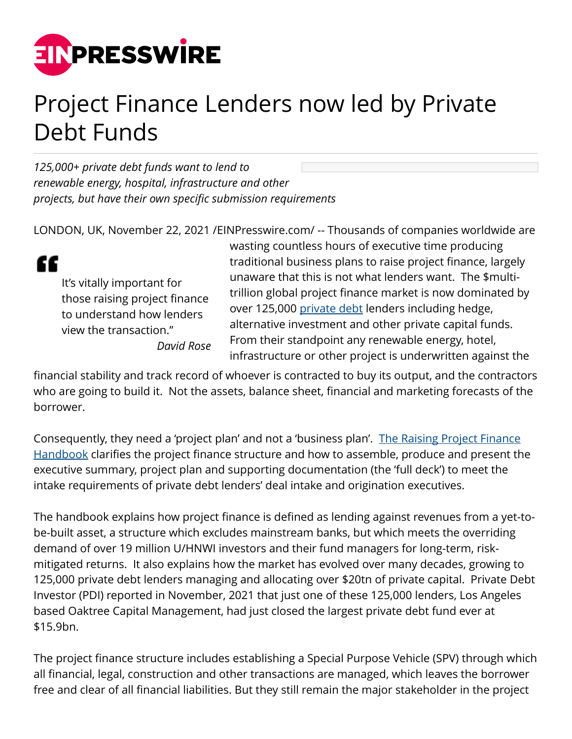# Project Finance Lenders now led by Private Debt Funds

*125,000+ private debt funds want to lend to renewable energy, hospital, infrastructure and other projects, but have their own specific submission requirements*

LONDON, UK, November 22, 2021 /EINPresswire.com/ -- Thousands of companies worldwide are wasting countless hours of executive time producing traditional business plans to raise project finance, largely unaware that this is not what lenders want. The $multi-trillion global project finance market is now dominated by over 125,000 [private debt]() lenders including hedge, alternative investment and other private capital funds. From their standpoint any renewable energy, hotel, infrastructure or other project is underwritten against the financial stability and track record of whoever is contracted to buy its output, and the contractors who are going to build it. Not the assets, balance sheet, financial and marketing forecasts of the borrower.

> "It's vitally important for those raising project finance to understand how lenders view the transaction."
>
> *David Rose*

Consequently, they need a 'project plan' and not a 'business plan'. [The Raising Project Finance Handbook]() clarifies the project finance structure and how to assemble, produce and present the executive summary, project plan and supporting documentation (the 'full deck') to meet the intake requirements of private debt lenders' deal intake and origination executives.

The handbook explains how project finance is defined as lending against revenues from a yet-to-be-built asset, a structure which excludes mainstream banks, but which meets the overriding demand of over 19 million U/HNWI investors and their fund managers for long-term, risk-mitigated returns. It also explains how the market has evolved over many decades, growing to 125,000 private debt lenders managing and allocating over $20tn of private capital. Private Debt Investor (PDI) reported in November, 2021 that just one of these 125,000 lenders, Los Angeles based Oaktree Capital Management, had just closed the largest private debt fund ever at $15.9bn.

The project finance structure includes establishing a Special Purpose Vehicle (SPV) through which all financial, legal, construction and other transactions are managed, which leaves the borrower free and clear of all financial liabilities. But they still remain the major stakeholder in the project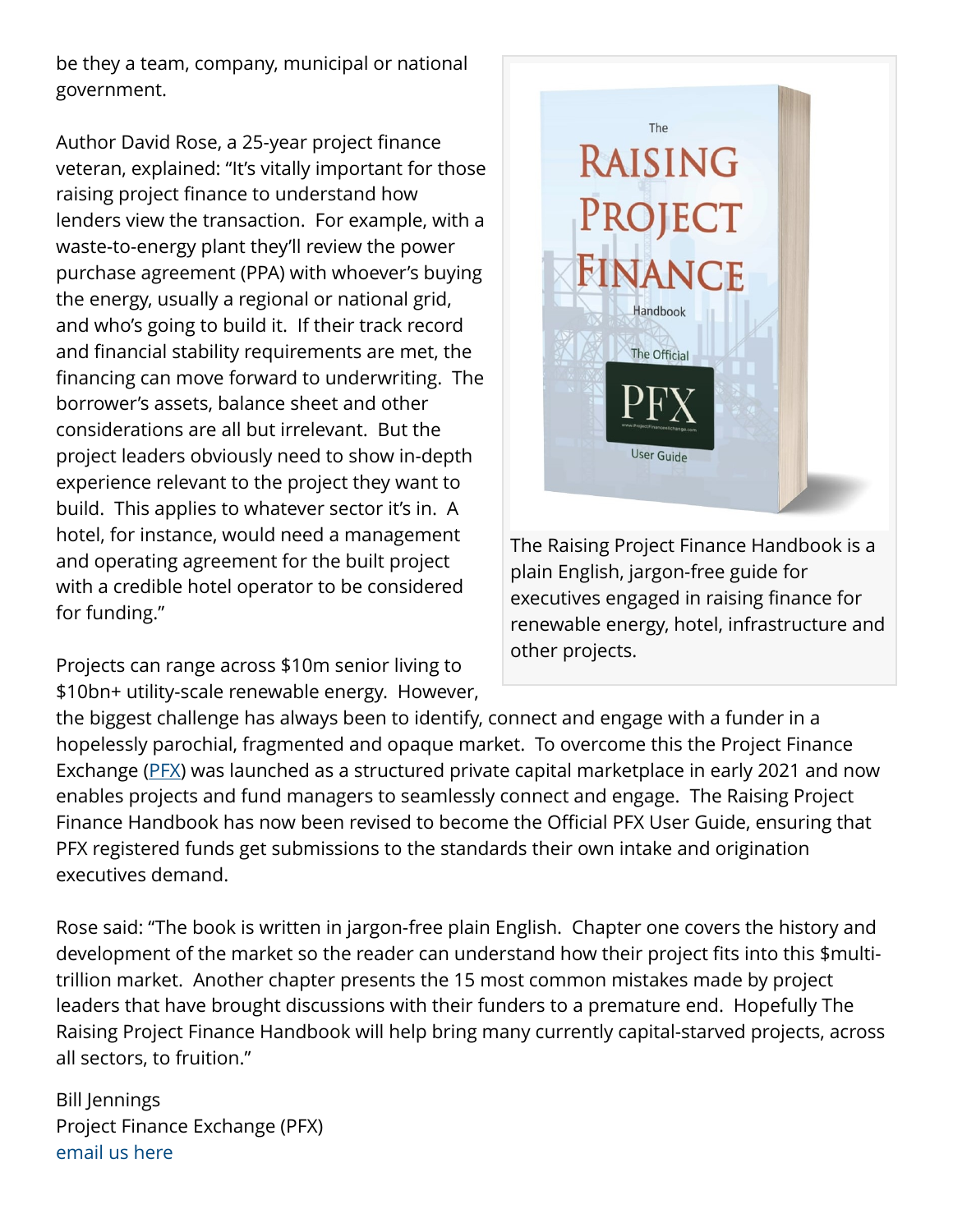be they a team, company, municipal or national government.

Author David Rose, a 25-year project finance veteran, explained: "It's vitally important for those raising project finance to understand how lenders view the transaction. For example, with a waste-to-energy plant they'll review the power purchase agreement (PPA) with whoever's buying the energy, usually a regional or national grid, and who's going to build it. If their track record and financial stability requirements are met, the financing can move forward to underwriting. The borrower's assets, balance sheet and other considerations are all but irrelevant. But the project leaders obviously need to show in-depth experience relevant to the project they want to build. This applies to whatever sector it's in. A hotel, for instance, would need a management and operating agreement for the built project with a credible hotel operator to be considered for funding."

The Raising Project Finance Handbook is a plain English, jargon-free guide for executives engaged in raising finance for renewable energy, hotel, infrastructure and other projects.

Projects can range across $10m senior living to $10bn+ utility-scale renewable energy. However, the biggest challenge has always been to identify, connect and engage with a funder in a hopelessly parochial, fragmented and opaque market. To overcome this the Project Finance Exchange (PFX) was launched as a structured private capital marketplace in early 2021 and now enables projects and fund managers to seamlessly connect and engage. The Raising Project Finance Handbook has now been revised to become the Official PFX User Guide, ensuring that PFX registered funds get submissions to the standards their own intake and origination executives demand.

Rose said: "The book is written in jargon-free plain English. Chapter one covers the history and development of the market so the reader can understand how their project fits into this $multi-trillion market. Another chapter presents the 15 most common mistakes made by project leaders that have brought discussions with their funders to a premature end. Hopefully The Raising Project Finance Handbook will help bring many currently capital-starved projects, across all sectors, to fruition."

Bill Jennings
Project Finance Exchange (PFX)
email us here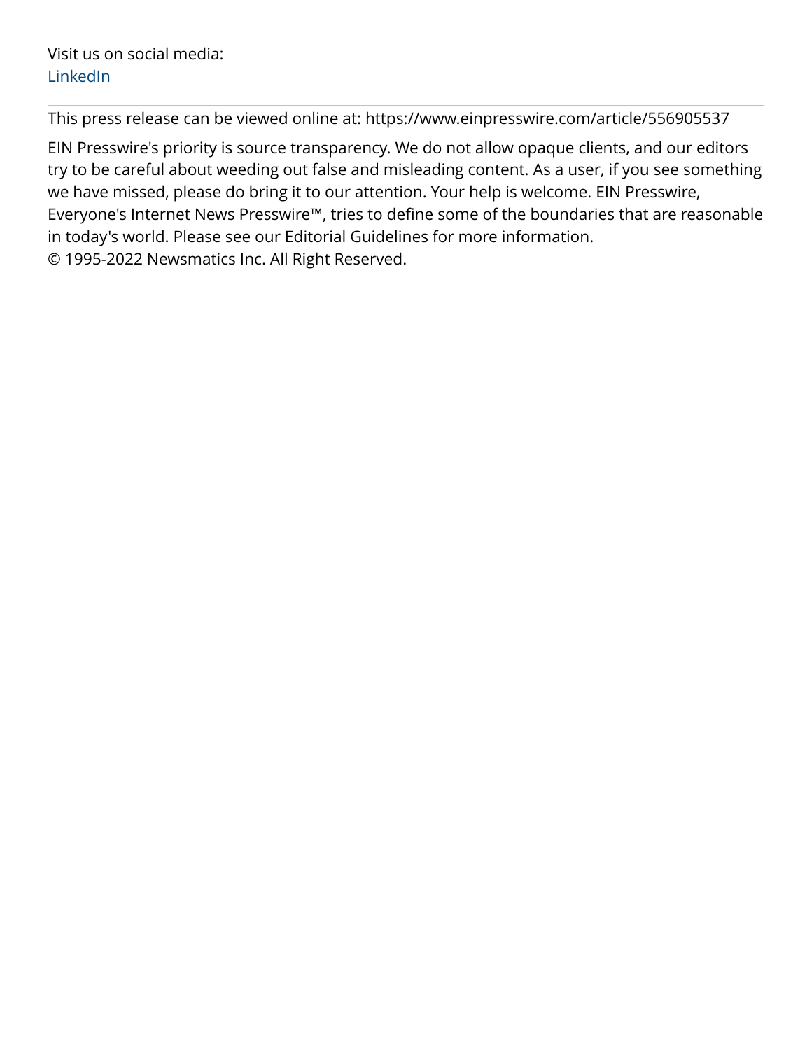Visit us on social media:
LinkedIn

---

This press release can be viewed online at: https://www.einpresswire.com/article/556905537

EIN Presswire's priority is source transparency. We do not allow opaque clients, and our editors try to be careful about weeding out false and misleading content. As a user, if you see something we have missed, please do bring it to our attention. Your help is welcome. EIN Presswire, Everyone's Internet News Presswire™, tries to define some of the boundaries that are reasonable in today's world. Please see our Editorial Guidelines for more information.
© 1995-2022 Newsmatics Inc. All Right Reserved.